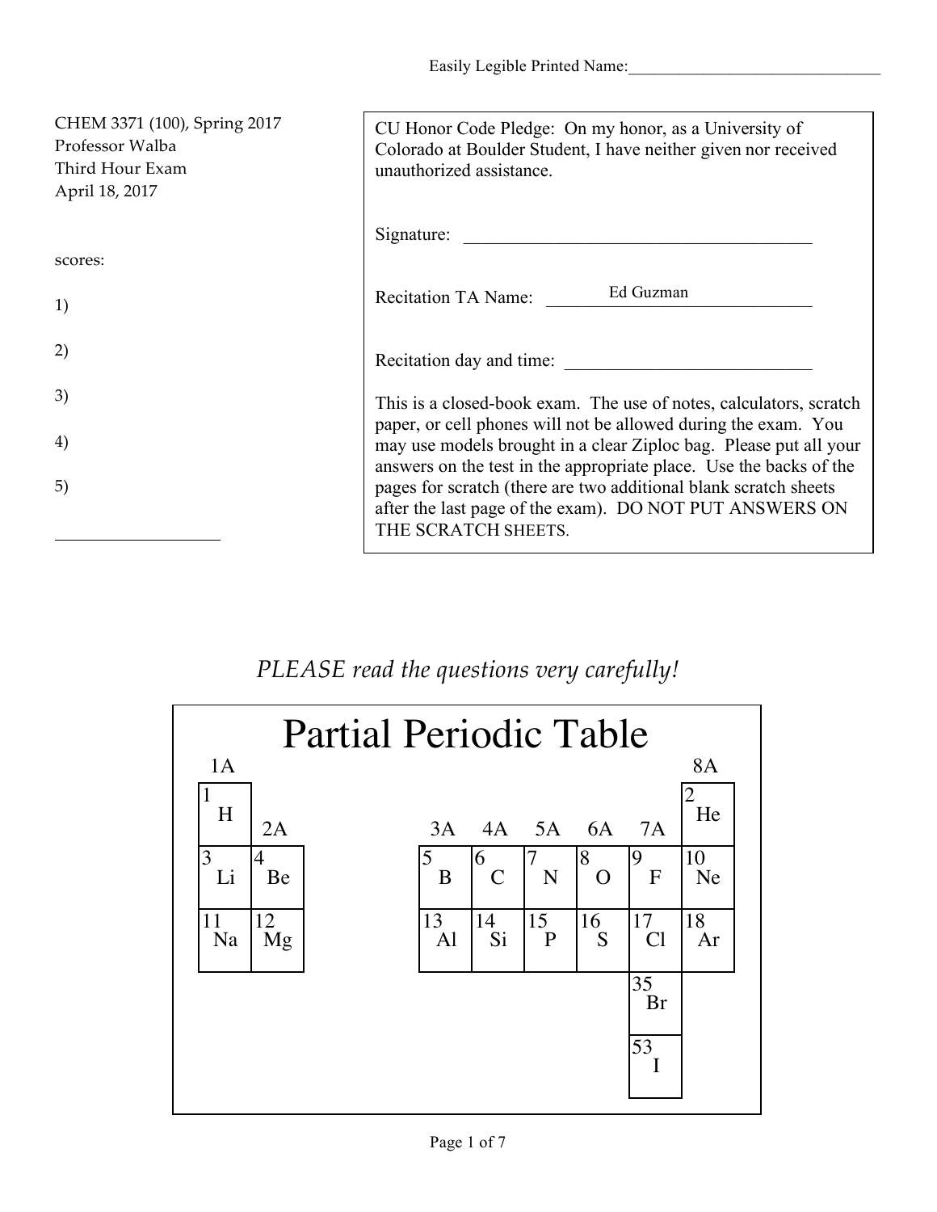Easily Legible Printed Name:_______________________________

CHEM 3371 (100), Spring 2017
Professor Walba
Third Hour Exam
April 18, 2017

scores:

1)

2)

3)

4)

5)

___________________

CU Honor Code Pledge: On my honor, as a University of Colorado at Boulder Student, I have neither given nor received unauthorized assistance.

Signature: ________________________________________

Recitation TA Name: Ed Guzman

Recitation day and time: ____________________________

This is a closed-book exam. The use of notes, calculators, scratch paper, or cell phones will not be allowed during the exam. You may use models brought in a clear Ziploc bag. Please put all your answers on the test in the appropriate place. Use the backs of the pages for scratch (there are two additional blank scratch sheets after the last page of the exam). DO NOT PUT ANSWERS ON THE SCRATCH SHEETS.

*PLEASE read the questions very carefully!*

# Partial Periodic Table

| 1A | 2A | 3A | 4A | 5A | 6A | 7A | 8A |
|---|---|---|---|---|---|---|---|
| 1 H | | | | | | | 2 He |
| 3 Li | 4 Be | 5 B | 6 C | 7 N | 8 O | 9 F | 10 Ne |
| 11 Na | 12 Mg | 13 Al | 14 Si | 15 P | 16 S | 17 Cl | 18 Ar |
| | | | | | | 35 Br | |
| | | | | | | 53 I | |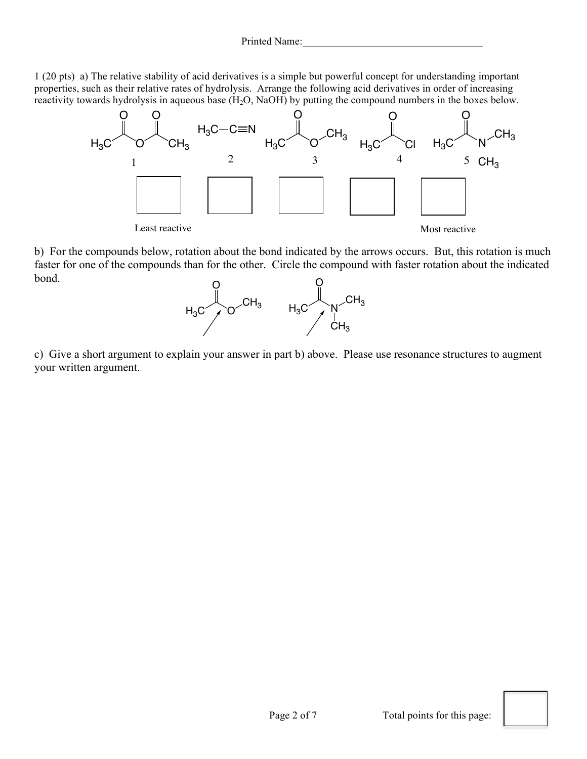Printed Name:___________________________________

1 (20 pts) a) The relative stability of acid derivatives is a simple but powerful concept for understanding important properties, such as their relative rates of hydrolysis. Arrange the following acid derivatives in order of increasing reactivity towards hydrolysis in aqueous base ($H_2O$, NaOH) by putting the compound numbers in the boxes below.

| 1 | 2 | 3 | 4 | 5 |
|---|---|---|---|---|
| $H_3C$–C(=O)–O–C(=O)–$CH_3$ | $H_3C$–C≡N | $H_3C$–C(=O)–O–$CH_3$ | $H_3C$–C(=O)–Cl | $H_3C$–C(=O)–N($CH_3$)$CH_3$ |

| ☐ | ☐ | ☐ | ☐ | ☐ |
|---|---|---|---|---|
| Least reactive | | | | Most reactive |

b) For the compounds below, rotation about the bond indicated by the arrows occurs. But, this rotation is much faster for one of the compounds than for the other. Circle the compound with faster rotation about the indicated bond.

$H_3C$–C(=O)–O–$CH_3$ (arrow indicating the C–O bond) $H_3C$–C(=O)–N($CH_3$)$CH_3$ (arrow indicating the C–N bond)

c) Give a short argument to explain your answer in part b) above. Please use resonance structures to augment your written argument.

Total points for this page: ☐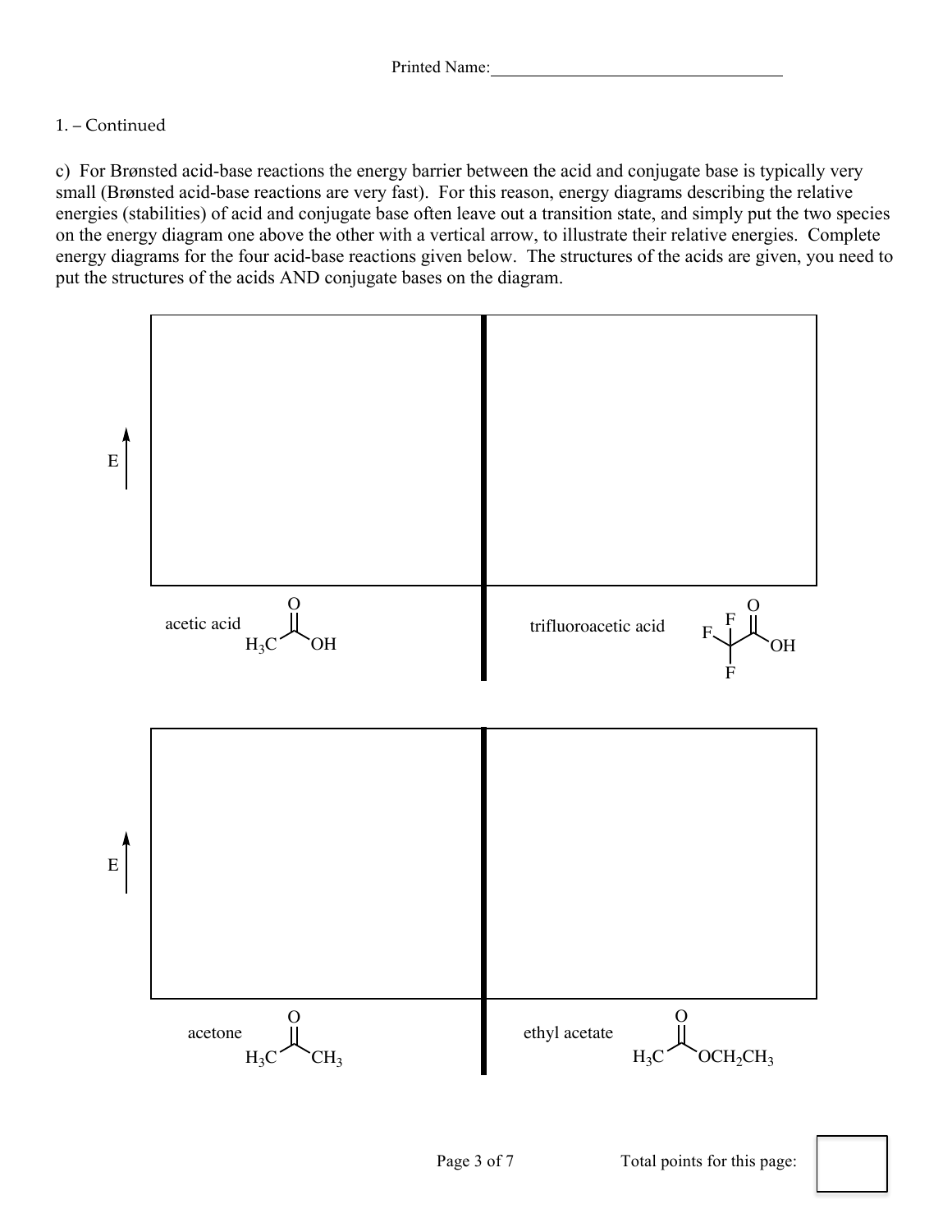Printed Name:\_\_\_\_\_\_\_\_\_\_\_\_\_\_\_\_\_\_\_\_\_\_\_\_\_\_\_\_\_\_

1. – Continued

c) For Brønsted acid-base reactions the energy barrier between the acid and conjugate base is typically very small (Brønsted acid-base reactions are very fast). For this reason, energy diagrams describing the relative energies (stabilities) of acid and conjugate base often leave out a transition state, and simply put the two species on the energy diagram one above the other with a vertical arrow, to illustrate their relative energies. Complete energy diagrams for the four acid-base reactions given below. The structures of the acids are given, you need to put the structures of the acids AND conjugate bases on the diagram.

E ↑

acetic acid $H_3C-C(=O)-OH$

trifluoroacetic acid $F_3C-C(=O)-OH$

E ↑

acetone $H_3C-C(=O)-CH_3$

ethyl acetate $H_3C-C(=O)-OCH_2CH_3$

Total points for this page: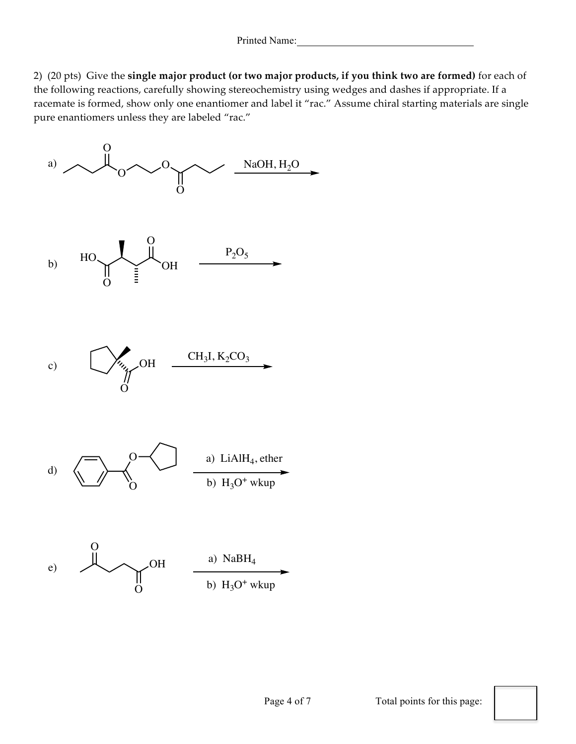2) (20 pts) Give the **single major product (or two major products, if you think two are formed)** for each of the following reactions, carefully showing stereochemistry using wedges and dashes if appropriate. If a racemate is formed, show only one enantiomer and label it "rac." Assume chiral starting materials are single pure enantiomers unless they are labeled "rac."

a) NaOH, $H_2O$ →

b) $P_2O_5$ →

c) $CH_3I$, $K_2CO_3$ →

d) a) $LiAlH_4$, ether; b) $H_3O^+$ wkup →

e) a) $NaBH_4$; b) $H_3O^+$ wkup →

Total points for this page: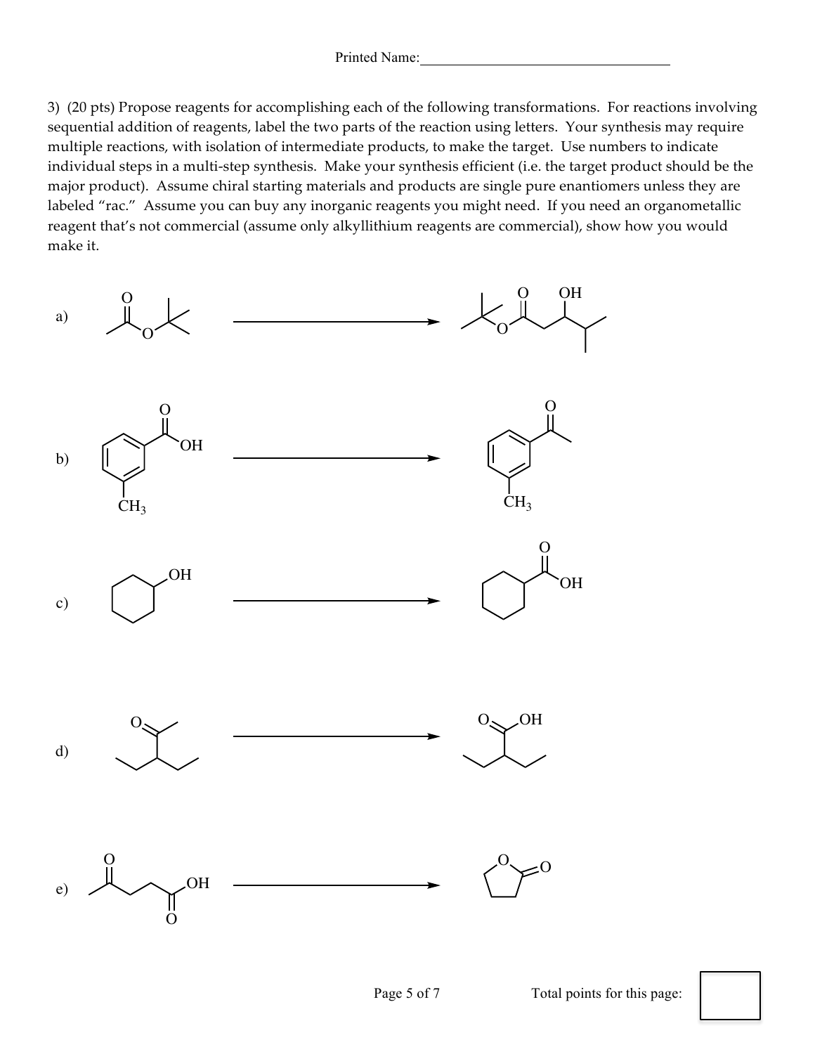Printed Name:\_\_\_\_\_\_\_\_\_\_\_\_\_\_\_\_\_\_\_\_\_\_\_\_\_\_\_\_\_\_\_\_\_\_\_

3) (20 pts) Propose reagents for accomplishing each of the following transformations. For reactions involving sequential addition of reagents, label the two parts of the reaction using letters. Your synthesis may require multiple reactions, with isolation of intermediate products, to make the target. Use numbers to indicate individual steps in a multi-step synthesis. Make your synthesis efficient (i.e. the target product should be the major product). Assume chiral starting materials and products are single pure enantiomers unless they are labeled "rac." Assume you can buy any inorganic reagents you might need. If you need an organometallic reagent that's not commercial (assume only alkyllithium reagents are commercial), show how you would make it.

a)

b)

$CH_3$ $CH_3$

c)

d)

e)

Total points for this page: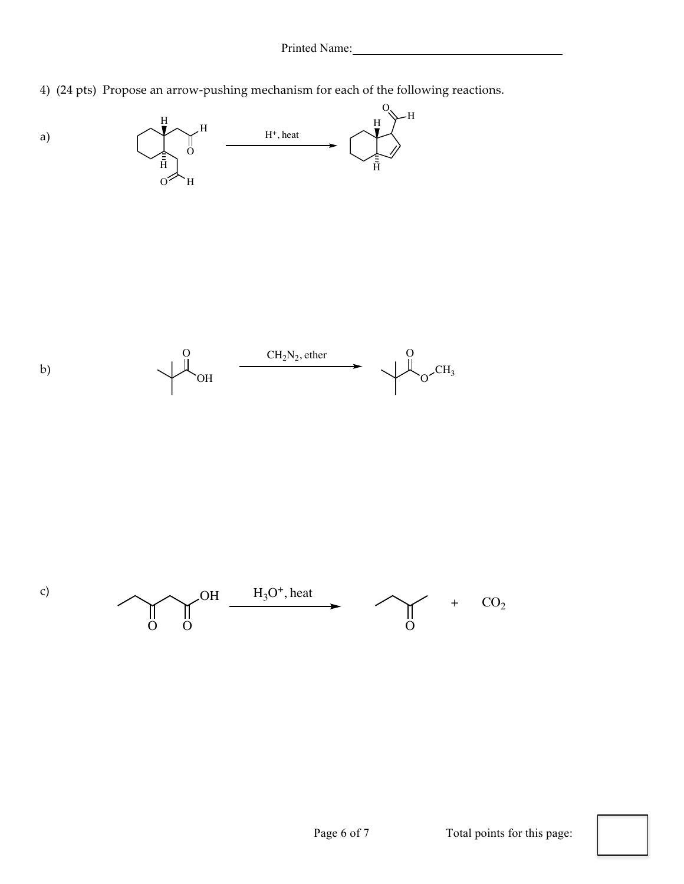Printed Name:

4) (24 pts) Propose an arrow-pushing mechanism for each of the following reactions.

a) $H^+$, heat

b) $CH_2N_2$, ether

c) $H_3O^+$, heat $\quad$ + $CO_2$

Total points for this page: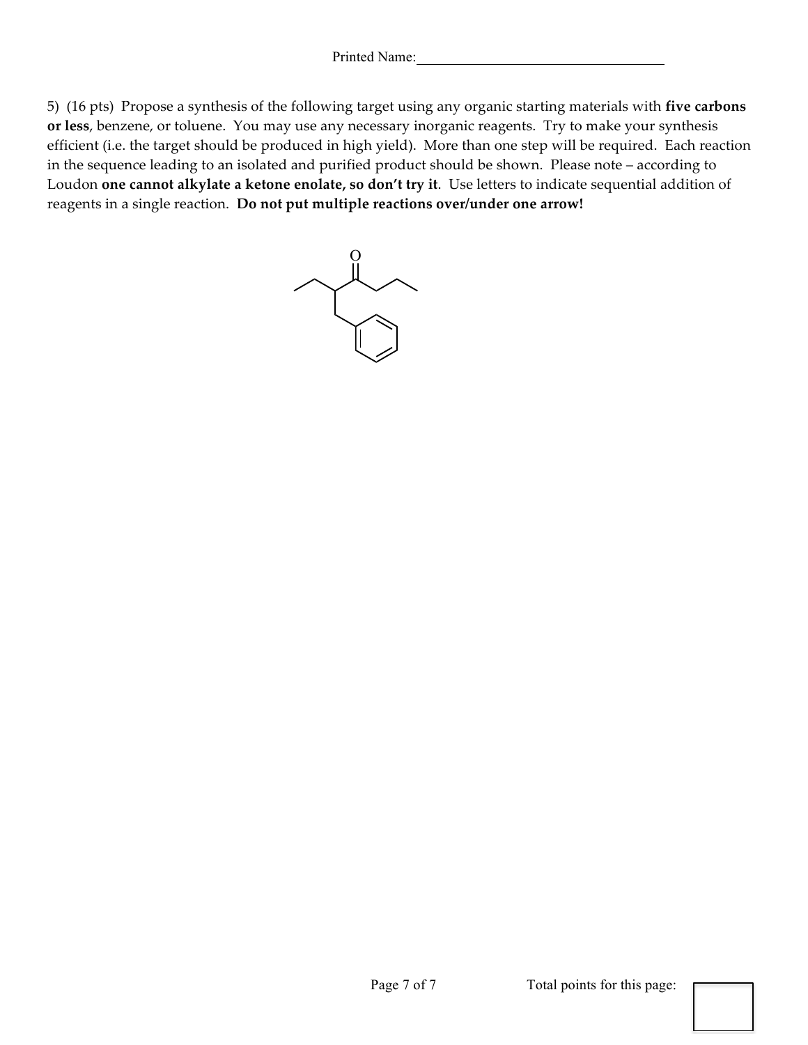Printed Name:\_\_\_\_\_\_\_\_\_\_\_\_\_\_\_\_\_\_\_\_\_\_\_\_\_\_\_\_\_\_\_\_\_\_

5) (16 pts) Propose a synthesis of the following target using any organic starting materials with **five carbons or less**, benzene, or toluene. You may use any necessary inorganic reagents. Try to make your synthesis efficient (i.e. the target should be produced in high yield). More than one step will be required. Each reaction in the sequence leading to an isolated and purified product should be shown. Please note – according to Loudon **one cannot alkylate a ketone enolate, so don't try it**. Use letters to indicate sequential addition of reagents in a single reaction. **Do not put multiple reactions over/under one arrow!**

O

Total points for this page: